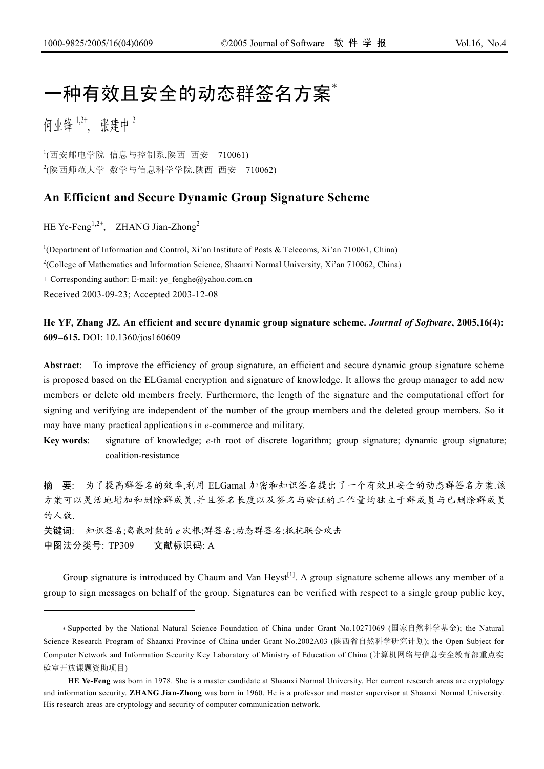# 一种有效且安全的动态群签名方案*

何业锋[1,2+], 张建中[2]

[1](西安邮电学院 信息与控制系,陕西 西安 710061)

[2](陕西师范大学 数学与信息科学学院,陕西 西安 710062)

## An Efficient and Secure Dynamic Group Signature Scheme

HE Ye-Feng[1,2+], ZHANG Jian-Zhong[2]

[1](Department of Information and Control, Xi'an Institute of Posts & Telecoms, Xi'an 710061, China)

[2](College of Mathematics and Information Science, Shaanxi Normal University, Xi'an 710062, China)

+ Corresponding author: E-mail: ye_fenghe@yahoo.com.cn

Received 2003-09-23; Accepted 2003-12-08

**He YF, Zhang JZ. An efficient and secure dynamic group signature scheme. *Journal of Software*, 2005,16(4): 609–615.** DOI: 10.1360/jos160609

**Abstract**: To improve the efficiency of group signature, an efficient and secure dynamic group signature scheme is proposed based on the ELGamal encryption and signature of knowledge. It allows the group manager to add new members or delete old members freely. Furthermore, the length of the signature and the computational effort for signing and verifying are independent of the number of the group members and the deleted group members. So it may have many practical applications in *e*-commerce and military.

**Key words**: signature of knowledge; *e*-th root of discrete logarithm; group signature; dynamic group signature; coalition-resistance

**摘 要**: 为了提高群签名的效率,利用 ELGamal 加密和知识签名提出了一个有效且安全的动态群签名方案.该方案可以灵活地增加和删除群成员.并且签名长度以及签名与验证的工作量均独立于群成员与已删除群成员的人数.

**关键词**: 知识签名;离散对数的 e 次根;群签名;动态群签名;抵抗联合攻击

**中图法分类号**: TP309　　**文献标识码**: A

Group signature is introduced by Chaum and Van Heyst[1]. A group signature scheme allows any member of a group to sign messages on behalf of the group. Signatures can be verified with respect to a single group public key,

---

* Supported by the National Natural Science Foundation of China under Grant No.10271069 (国家自然科学基金); the Natural Science Research Program of Shaanxi Province of China under Grant No.2002A03 (陕西省自然科学研究计划); the Open Subject for Computer Network and Information Security Key Laboratory of Ministry of Education of China (计算机网络与信息安全教育部重点实验室开放课题资助项目)

**HE Ye-Feng** was born in 1978. She is a master candidate at Shaanxi Normal University. Her current research areas are cryptology and information security. **ZHANG Jian-Zhong** was born in 1960. He is a professor and master supervisor at Shaanxi Normal University. His research areas are cryptology and security of computer communication network.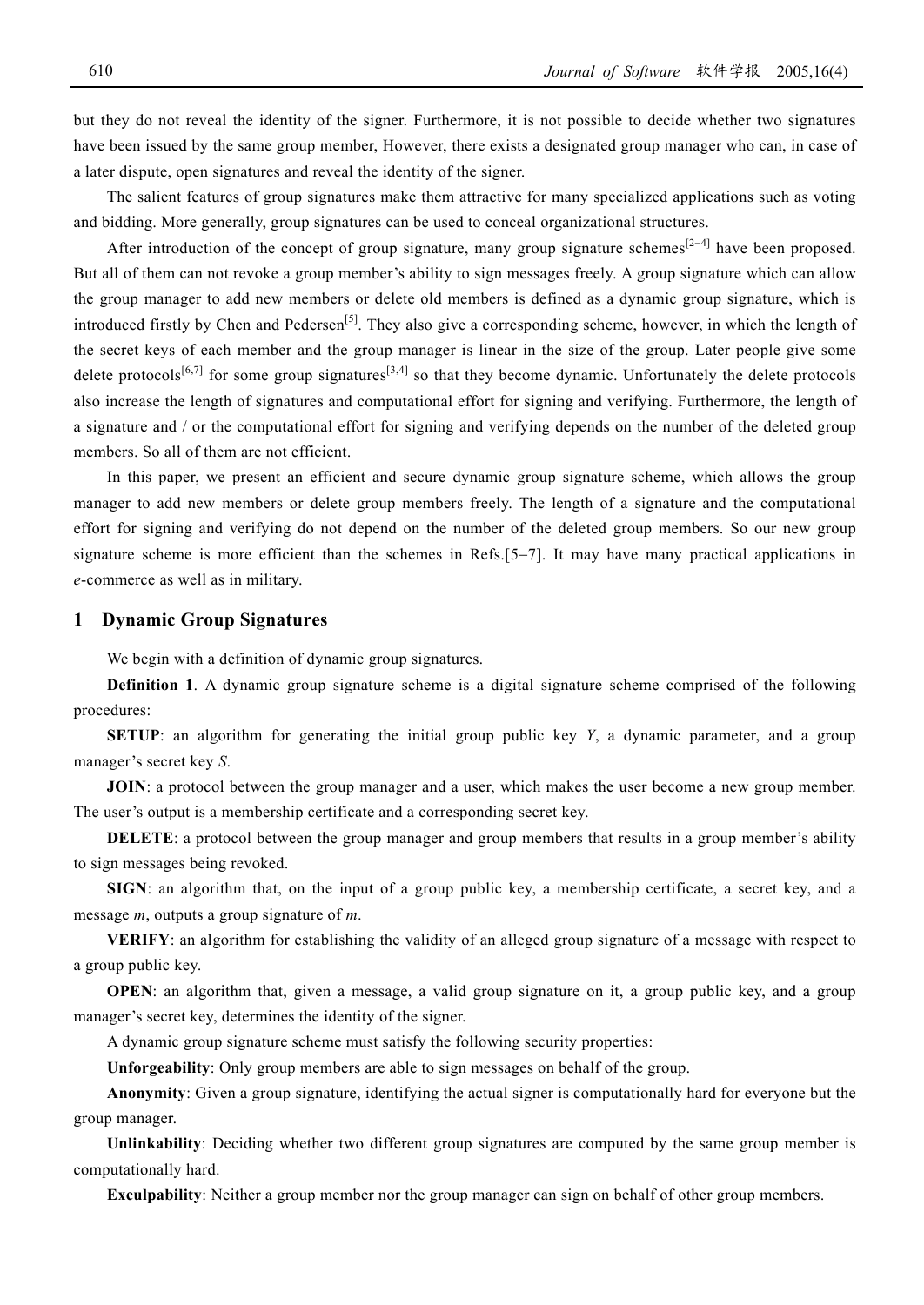but they do not reveal the identity of the signer. Furthermore, it is not possible to decide whether two signatures have been issued by the same group member, However, there exists a designated group manager who can, in case of a later dispute, open signatures and reveal the identity of the signer.

The salient features of group signatures make them attractive for many specialized applications such as voting and bidding. More generally, group signatures can be used to conceal organizational structures.

After introduction of the concept of group signature, many group signature schemes[2−4] have been proposed. But all of them can not revoke a group member's ability to sign messages freely. A group signature which can allow the group manager to add new members or delete old members is defined as a dynamic group signature, which is introduced firstly by Chen and Pedersen[5]. They also give a corresponding scheme, however, in which the length of the secret keys of each member and the group manager is linear in the size of the group. Later people give some delete protocols[6,7] for some group signatures[3,4] so that they become dynamic. Unfortunately the delete protocols also increase the length of signatures and computational effort for signing and verifying. Furthermore, the length of a signature and / or the computational effort for signing and verifying depends on the number of the deleted group members. So all of them are not efficient.

In this paper, we present an efficient and secure dynamic group signature scheme, which allows the group manager to add new members or delete group members freely. The length of a signature and the computational effort for signing and verifying do not depend on the number of the deleted group members. So our new group signature scheme is more efficient than the schemes in Refs.[5−7]. It may have many practical applications in *e*-commerce as well as in military.

## 1 Dynamic Group Signatures

We begin with a definition of dynamic group signatures.

**Definition 1**. A dynamic group signature scheme is a digital signature scheme comprised of the following procedures:

**SETUP**: an algorithm for generating the initial group public key $Y$, a dynamic parameter, and a group manager's secret key $S$.

**JOIN**: a protocol between the group manager and a user, which makes the user become a new group member. The user's output is a membership certificate and a corresponding secret key.

**DELETE**: a protocol between the group manager and group members that results in a group member's ability to sign messages being revoked.

**SIGN**: an algorithm that, on the input of a group public key, a membership certificate, a secret key, and a message $m$, outputs a group signature of $m$.

**VERIFY**: an algorithm for establishing the validity of an alleged group signature of a message with respect to a group public key.

**OPEN**: an algorithm that, given a message, a valid group signature on it, a group public key, and a group manager's secret key, determines the identity of the signer.

A dynamic group signature scheme must satisfy the following security properties:

**Unforgeability**: Only group members are able to sign messages on behalf of the group.

**Anonymity**: Given a group signature, identifying the actual signer is computationally hard for everyone but the group manager.

**Unlinkability**: Deciding whether two different group signatures are computed by the same group member is computationally hard.

**Exculpability**: Neither a group member nor the group manager can sign on behalf of other group members.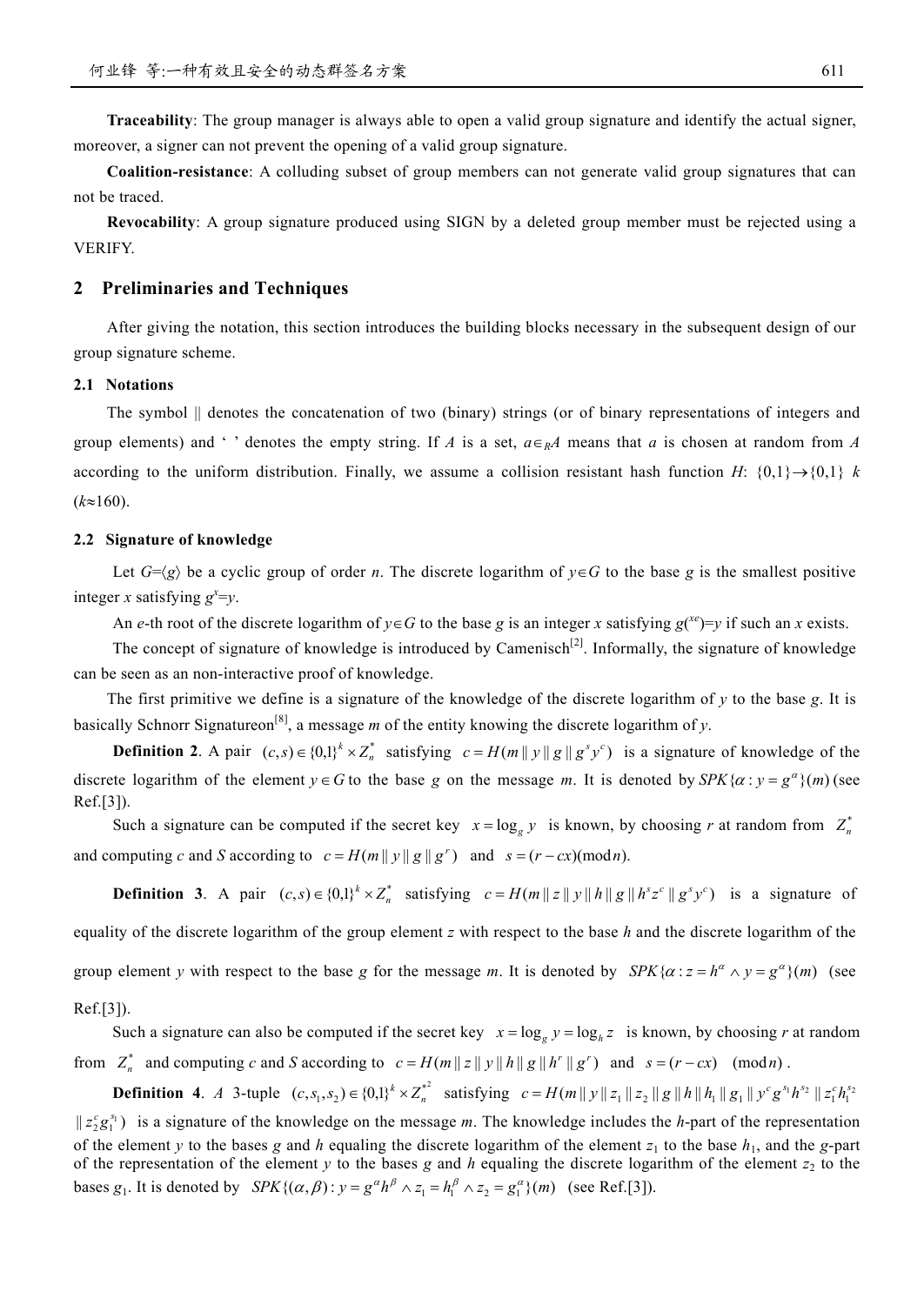**Traceability**: The group manager is always able to open a valid group signature and identify the actual signer, moreover, a signer can not prevent the opening of a valid group signature.

**Coalition-resistance**: A colluding subset of group members can not generate valid group signatures that can not be traced.

**Revocability**: A group signature produced using SIGN by a deleted group member must be rejected using a VERIFY.

## 2 Preliminaries and Techniques

After giving the notation, this section introduces the building blocks necessary in the subsequent design of our group signature scheme.

### 2.1 Notations

The symbol || denotes the concatenation of two (binary) strings (or of binary representations of integers and group elements) and ‘ ’ denotes the empty string. If $A$ is a set, $a\in_R A$ means that $a$ is chosen at random from $A$ according to the uniform distribution. Finally, we assume a collision resistant hash function $H$: $\{0,1\}\rightarrow\{0,1\}$ $k$ ($k\approx 160$).

### 2.2 Signature of knowledge

Let $G=\langle g\rangle$ be a cyclic group of order $n$. The discrete logarithm of $y\in G$ to the base $g$ is the smallest positive integer $x$ satisfying $g^x=y$.

An $e$-th root of the discrete logarithm of $y\in G$ to the base $g$ is an integer $x$ satisfying $g^{(x^e)}=y$ if such an $x$ exists.

The concept of signature of knowledge is introduced by Camenisch[2]. Informally, the signature of knowledge can be seen as an non-interactive proof of knowledge.

The first primitive we define is a signature of the knowledge of the discrete logarithm of $y$ to the base $g$. It is basically Schnorr Signatureon[8], a message $m$ of the entity knowing the discrete logarithm of $y$.

**Definition 2**. A pair $(c,s)\in\{0,1\}^k\times Z_n^*$ satisfying $c=H(m\,\|\,y\,\|\,g\,\|\,g^s y^c)$ is a signature of knowledge of the discrete logarithm of the element $y\in G$ to the base $g$ on the message $m$. It is denoted by $SPK\{\alpha: y=g^\alpha\}(m)$ (see Ref.[3]).

Such a signature can be computed if the secret key $x=\log_g y$ is known, by choosing $r$ at random from $Z_n^*$ and computing $c$ and $S$ according to $c=H(m\,\|\,y\,\|\,g\,\|\,g^r)$ and $s=(r-cx)(\bmod n)$.

**Definition 3**. A pair $(c,s)\in\{0,1\}^k\times Z_n^*$ satisfying $c=H(m\,\|\,z\,\|\,y\,\|\,h\,\|\,g\,\|\,h^s z^c\,\|\,g^s y^c)$ is a signature of equality of the discrete logarithm of the group element $z$ with respect to the base $h$ and the discrete logarithm of the group element $y$ with respect to the base $g$ for the message $m$. It is denoted by $SPK\{\alpha: z=h^\alpha \wedge y=g^\alpha\}(m)$ (see Ref.[3]).

Such a signature can also be computed if the secret key $x=\log_g y=\log_h z$ is known, by choosing $r$ at random from $Z_n^*$ and computing $c$ and $S$ according to $c=H(m\,\|\,z\,\|\,y\,\|\,h\,\|\,g\,\|\,h^r\,\|\,g^r)$ and $s=(r-cx) \pmod n$.

**Definition 4**. *A* 3-tuple $(c,s_1,s_2)\in\{0,1\}^k\times Z_n^{*2}$ satisfying $c=H(m\,\|\,y\,\|\,z_1\,\|\,z_2\,\|\,g\,\|\,h\,\|\,h_1\,\|\,g_1\,\|\,y^c g^{s_1} h^{s_2}\,\|\,z_1^c h_1^{s_2}\,\|\,z_2^c g_1^{s_1})$ is a signature of the knowledge on the message $m$. The knowledge includes the $h$-part of the representation of the element $y$ to the bases $g$ and $h$ equaling the discrete logarithm of the element $z_1$ to the base $h_1$, and the $g$-part of the representation of the element $y$ to the bases $g$ and $h$ equaling the discrete logarithm of the element $z_2$ to the bases $g_1$. It is denoted by $SPK\{(\alpha,\beta): y=g^\alpha h^\beta \wedge z_1=h_1^\beta \wedge z_2=g_1^\alpha\}(m)$ (see Ref.[3]).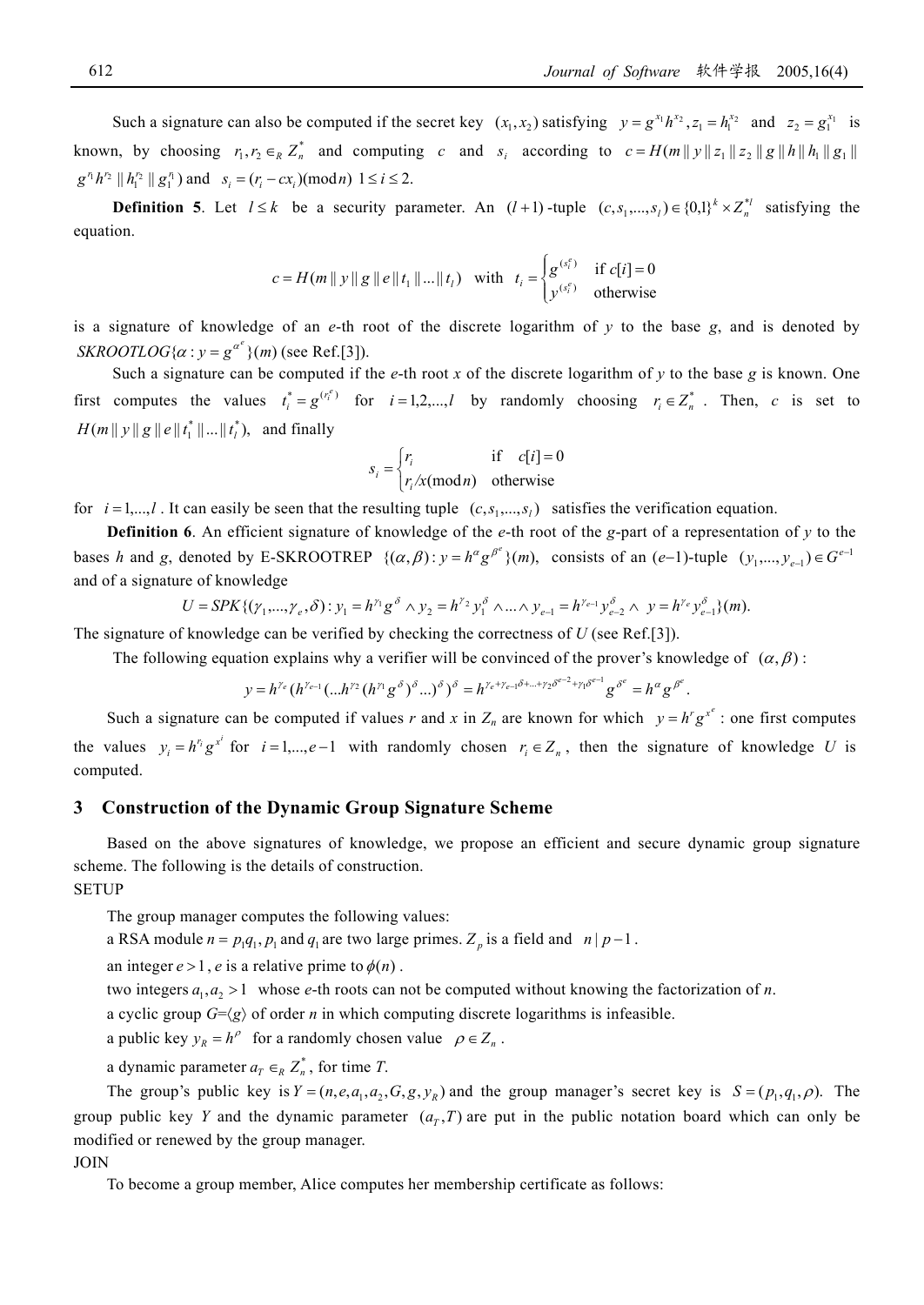Such a signature can also be computed if the secret key $(x_1, x_2)$ satisfying $y = g^{x_1}h^{x_2}, z_1 = h_1^{x_2}$ and $z_2 = g_1^{x_1}$ is known, by choosing $r_1, r_2 \in_R Z_n^*$ and computing $c$ and $s_i$ according to $c = H(m \| y \| z_1 \| z_2 \| g \| h \| h_1 \| g_1 \| g^{r_1}h^{r_2} \| h_1^{r_2} \| g_1^{r_1})$ and $s_i = (r_i - cx_i)(\bmod n)$ $1 \le i \le 2$.

**Definition 5**. Let $l \le k$ be a security parameter. An $(l+1)$-tuple $(c, s_1, ..., s_l) \in \{0,1\}^k \times Z_n^{*l}$ satisfying the equation.

$$c = H(m \| y \| g \| e \| t_1 \| ... \| t_l) \quad \text{with} \quad t_i = \begin{cases} g^{(s_i^e)} & \text{if } c[i] = 0 \\ y^{(s_i^e)} & \text{otherwise} \end{cases}$$

is a signature of knowledge of an $e$-th root of the discrete logarithm of $y$ to the base $g$, and is denoted by $SKROOTLOG\{\alpha : y = g^{\alpha^e}\}(m)$ (see Ref.[3]).

Such a signature can be computed if the $e$-th root $x$ of the discrete logarithm of $y$ to the base $g$ is known. One first computes the values $t_i^* = g^{(r_i^e)}$ for $i = 1, 2, ..., l$ by randomly choosing $r_i \in Z_n^*$. Then, $c$ is set to $H(m \| y \| g \| e \| t_1^* \| ... \| t_l^*)$, and finally

$$s_i = \begin{cases} r_i & \text{if } \ c[i] = 0 \\ r_i/x(\bmod n) & \text{otherwise} \end{cases}$$

for $i = 1, ..., l$. It can easily be seen that the resulting tuple $(c, s_1, ..., s_l)$ satisfies the verification equation.

**Definition 6**. An efficient signature of knowledge of the $e$-th root of the $g$-part of a representation of $y$ to the bases $h$ and $g$, denoted by E-SKROOTREP $\{(\alpha, \beta) : y = h^\alpha g^{\beta^e}\}(m)$, consists of an $(e-1)$-tuple $(y_1, ..., y_{e-1}) \in G^{e-1}$ and of a signature of knowledge

$$U = SPK\{(\gamma_1, ..., \gamma_e, \delta) : y_1 = h^{\gamma_1}g^\delta \wedge y_2 = h^{\gamma_2}y_1^\delta \wedge ... \wedge y_{e-1} = h^{\gamma_{e-1}}y_{e-2}^\delta \wedge \ y = h^{\gamma_e}y_{e-1}^\delta\}(m).$$

The signature of knowledge can be verified by checking the correctness of $U$ (see Ref.[3]).

The following equation explains why a verifier will be convinced of the prover's knowledge of $(\alpha, \beta)$:

$$y = h^{\gamma_e}(h^{\gamma_{e-1}}(...h^{\gamma_2}(h^{\gamma_1}g^\delta)^\delta...)^\delta)^\delta = h^{\gamma_e + \gamma_{e-1}\delta + ... + \gamma_2\delta^{e-2} + \gamma_1\delta^{e-1}}g^{\delta^e} = h^\alpha g^{\beta^e}.$$

Such a signature can be computed if values $r$ and $x$ in $Z_n$ are known for which $y = h^r g^{x^e}$: one first computes the values $y_i = h^{r_i}g^{x^i}$ for $i = 1, ..., e-1$ with randomly chosen $r_i \in Z_n$, then the signature of knowledge $U$ is computed.

## 3 Construction of the Dynamic Group Signature Scheme

Based on the above signatures of knowledge, we propose an efficient and secure dynamic group signature scheme. The following is the details of construction.

SETUP

The group manager computes the following values:

a RSA module $n = p_1q_1$, $p_1$ and $q_1$ are two large primes. $Z_p$ is a field and $n \mid p-1$.

an integer $e > 1$, $e$ is a relative prime to $\phi(n)$.

two integers $a_1, a_2 > 1$ whose $e$-th roots can not be computed without knowing the factorization of $n$.

a cyclic group $G = \langle g \rangle$ of order $n$ in which computing discrete logarithms is infeasible.

a public key $y_R = h^\rho$ for a randomly chosen value $\rho \in Z_n$.

a dynamic parameter $a_T \in_R Z_n^*$, for time $T$.

The group's public key is $Y = (n, e, a_1, a_2, G, g, y_R)$ and the group manager's secret key is $S = (p_1, q_1, \rho)$. The group public key $Y$ and the dynamic parameter $(a_T, T)$ are put in the public notation board which can only be modified or renewed by the group manager.

JOIN

To become a group member, Alice computes her membership certificate as follows: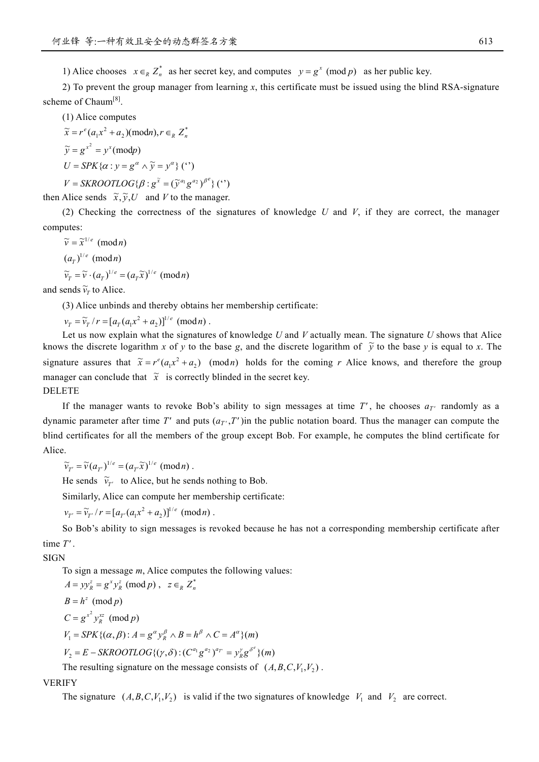1) Alice chooses $x \in_R Z_n^*$ as her secret key, and computes $y = g^x \pmod p$ as her public key.

2) To prevent the group manager from learning $x$, this certificate must be issued using the blind RSA-signature scheme of Chaum[8].

(1) Alice computes

$$\tilde{x} = r^e(a_1x^2 + a_2)(\text{mod}n), r \in_R Z_n^*$$

$$\tilde{y} = g^{x^2} = y^x(\text{mod}p)$$

$$U = SPK\{\alpha : y = g^\alpha \wedge \tilde{y} = y^\alpha\}(\text{`'})$$

$$V = SKROOTLOG\{\beta : g^{\tilde{x}} = (\tilde{y}^{a_1}g^{a_2})^{\beta^e}\}(\text{`'})$$

then Alice sends $\tilde{x}, \tilde{y}, U$ and $V$ to the manager.

(2) Checking the correctness of the signatures of knowledge $U$ and $V$, if they are correct, the manager computes:

$$\tilde{v} = \tilde{x}^{1/e} \pmod n$$

$$(a_T)^{1/e} \pmod n$$

$$\tilde{v}_T = \tilde{v} \cdot (a_T)^{1/e} = (a_T\tilde{x})^{1/e} \pmod n$$

and sends $\tilde{v}_T$ to Alice.

(3) Alice unbinds and thereby obtains her membership certificate:

$$v_T = \tilde{v}_T / r = [a_T(a_1x^2 + a_2)]^{1/e} \pmod n.$$

Let us now explain what the signatures of knowledge $U$ and $V$ actually mean. The signature $U$ shows that Alice knows the discrete logarithm $x$ of $y$ to the base $g$, and the discrete logarithm of $\tilde{y}$ to the base $y$ is equal to $x$. The signature assures that $\tilde{x} = r^e(a_1x^2 + a_2) \pmod n$ holds for the coming $r$ Alice knows, and therefore the group manager can conclude that $\tilde{x}$ is correctly blinded in the secret key.

DELETE

If the manager wants to revoke Bob's ability to sign messages at time $T'$, he chooses $a_{T'}$ randomly as a dynamic parameter after time $T'$ and puts $(a_{T'}, T')$in the public notation board. Thus the manager can compute the blind certificates for all the members of the group except Bob. For example, he computes the blind certificate for Alice.

$$\tilde{v}_{T'} = \tilde{v}(a_{T'})^{1/e} = (a_{T'}\tilde{x})^{1/e} \pmod n.$$

He sends $\tilde{v}_{T'}$ to Alice, but he sends nothing to Bob.

Similarly, Alice can compute her membership certificate:

$$v_{T'} = \tilde{v}_{T'} / r = [a_{T'}(a_1x^2 + a_2)]^{1/e} \pmod n.$$

So Bob's ability to sign messages is revoked because he has not a corresponding membership certificate after time $T'$.

SIGN

To sign a message $m$, Alice computes the following values:

$$A = yy_R^z = g^x y_R^z \pmod p, \quad z \in_R Z_n^*$$

$$B = h^z \pmod p$$

$$C = g^{x^2} y_R^{xz} \pmod p$$

$$V_1 = SPK\{(\alpha, \beta) : A = g^\alpha y_R^\beta \wedge B = h^\beta \wedge C = A^\alpha\}(m)$$

$$V_2 = E - SKROOTLOG\{(\gamma, \delta) : (C^{a_1}g^{a_2})^{a_T} = y_R^\gamma g^{\delta^e}\}(m)$$

The resulting signature on the message consists of $(A, B, C, V_1, V_2)$.

VERIFY

The signature $(A, B, C, V_1, V_2)$ is valid if the two signatures of knowledge $V_1$ and $V_2$ are correct.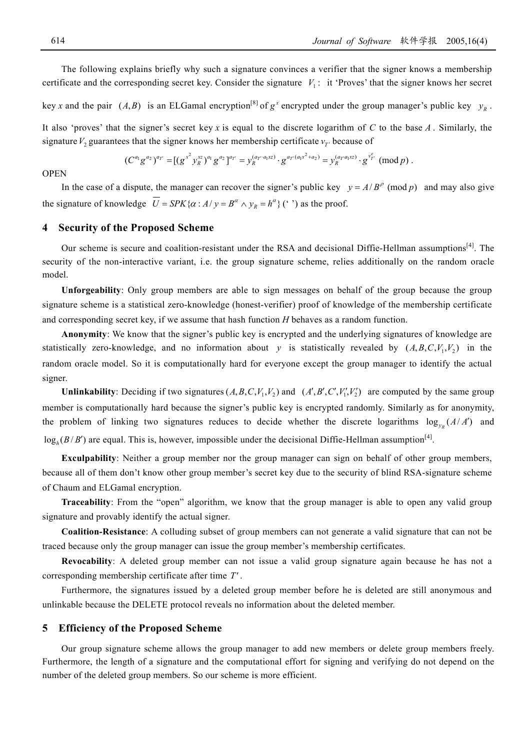The following explains briefly why such a signature convinces a verifier that the signer knows a membership certificate and the corresponding secret key. Consider the signature $V_1$: it 'Proves' that the signer knows her secret key $x$ and the pair $(A,B)$ is an ELGamal encryption[8] of $g^x$ encrypted under the group manager's public key $y_R$. It also 'proves' that the signer's secret key $x$ is equal to the discrete logarithm of $C$ to the base $A$. Similarly, the signature $V_2$ guarantees that the signer knows her membership certificate $v_{T'}$ because of

$$(C^{a_1} g^{a_2})^{a_{T'}} = [(g^{x^2} y_R^{xz})^{a_1} g^{a_2}]^{a_{T'}} = y_R^{(a_{T'} \cdot a_1 xz)} \cdot g^{a_{T'}(a_1 x^2 + a_2)} = y_R^{(a_{T'} a_1 xz)} \cdot g^{v_{T'}^e} \pmod p .$$

OPEN

In the case of a dispute, the manager can recover the signer's public key $y = A/B^{\rho} \pmod p$ and may also give the signature of knowledge $\overline{U} = SPK\{\alpha : A/y = B^{\alpha} \wedge y_R = h^{\alpha}\}$(' ') as the proof.

## 4 Security of the Proposed Scheme

Our scheme is secure and coalition-resistant under the RSA and decisional Diffie-Hellman assumptions[4]. The security of the non-interactive variant, i.e. the group signature scheme, relies additionally on the random oracle model.

**Unforgeability**: Only group members are able to sign messages on behalf of the group because the group signature scheme is a statistical zero-knowledge (honest-verifier) proof of knowledge of the membership certificate and corresponding secret key, if we assume that hash function $H$ behaves as a random function.

**Anonymity**: We know that the signer's public key is encrypted and the underlying signatures of knowledge are statistically zero-knowledge, and no information about $y$ is statistically revealed by $(A,B,C,V_1,V_2)$ in the random oracle model. So it is computationally hard for everyone except the group manager to identify the actual signer.

**Unlinkability**: Deciding if two signatures $(A,B,C,V_1,V_2)$ and $(A',B',C',V_1',V_2')$ are computed by the same group member is computationally hard because the signer's public key is encrypted randomly. Similarly as for anonymity, the problem of linking two signatures reduces to decide whether the discrete logarithms $\log_{y_R}(A/A')$ and $\log_h(B/B')$ are equal. This is, however, impossible under the decisional Diffie-Hellman assumption[4].

**Exculpability**: Neither a group member nor the group manager can sign on behalf of other group members, because all of them don't know other group member's secret key due to the security of blind RSA-signature scheme of Chaum and ELGamal encryption.

**Traceability**: From the "open" algorithm, we know that the group manager is able to open any valid group signature and provably identify the actual signer.

**Coalition-Resistance**: A colluding subset of group members can not generate a valid signature that can not be traced because only the group manager can issue the group member's membership certificates.

**Revocability**: A deleted group member can not issue a valid group signature again because he has not a corresponding membership certificate after time $T'$.

Furthermore, the signatures issued by a deleted group member before he is deleted are still anonymous and unlinkable because the DELETE protocol reveals no information about the deleted member.

## 5 Efficiency of the Proposed Scheme

Our group signature scheme allows the group manager to add new members or delete group members freely. Furthermore, the length of a signature and the computational effort for signing and verifying do not depend on the number of the deleted group members. So our scheme is more efficient.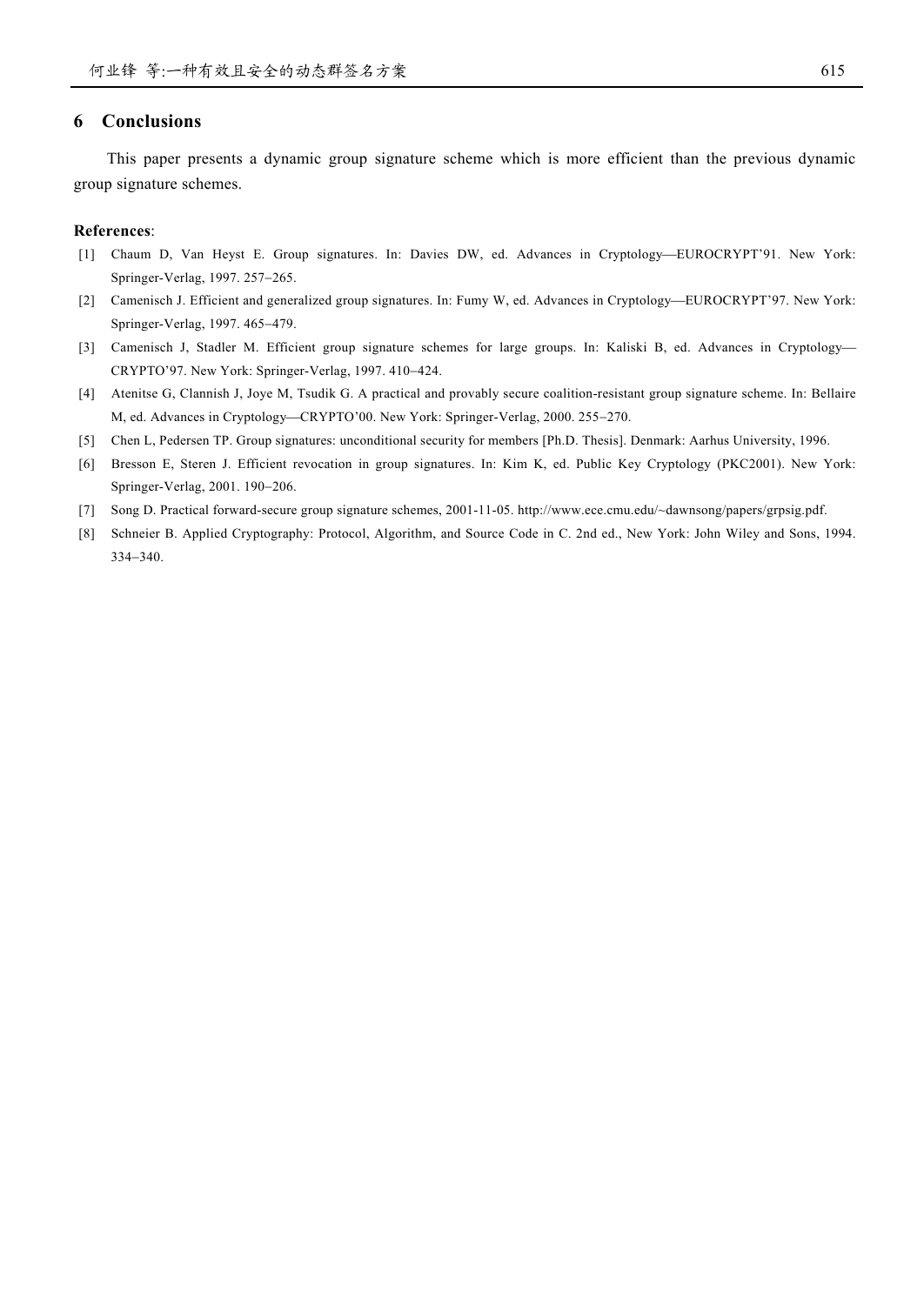## 6 Conclusions

This paper presents a dynamic group signature scheme which is more efficient than the previous dynamic group signature schemes.

**References**:

[1] Chaum D, Van Heyst E. Group signatures. In: Davies DW, ed. Advances in Cryptology—EUROCRYPT'91. New York: Springer-Verlag, 1997. 257−265.

[2] Camenisch J. Efficient and generalized group signatures. In: Fumy W, ed. Advances in Cryptology—EUROCRYPT'97. New York: Springer-Verlag, 1997. 465−479.

[3] Camenisch J, Stadler M. Efficient group signature schemes for large groups. In: Kaliski B, ed. Advances in Cryptology—CRYPTO'97. New York: Springer-Verlag, 1997. 410−424.

[4] Atenitse G, Clannish J, Joye M, Tsudik G. A practical and provably secure coalition-resistant group signature scheme. In: Bellaire M, ed. Advances in Cryptology—CRYPTO'00. New York: Springer-Verlag, 2000. 255−270.

[5] Chen L, Pedersen TP. Group signatures: unconditional security for members [Ph.D. Thesis]. Denmark: Aarhus University, 1996.

[6] Bresson E, Steren J. Efficient revocation in group signatures. In: Kim K, ed. Public Key Cryptology (PKC2001). New York: Springer-Verlag, 2001. 190−206.

[7] Song D. Practical forward-secure group signature schemes, 2001-11-05. http://www.ece.cmu.edu/~dawnsong/papers/grpsig.pdf.

[8] Schneier B. Applied Cryptography: Protocol, Algorithm, and Source Code in C. 2nd ed., New York: John Wiley and Sons, 1994. 334−340.